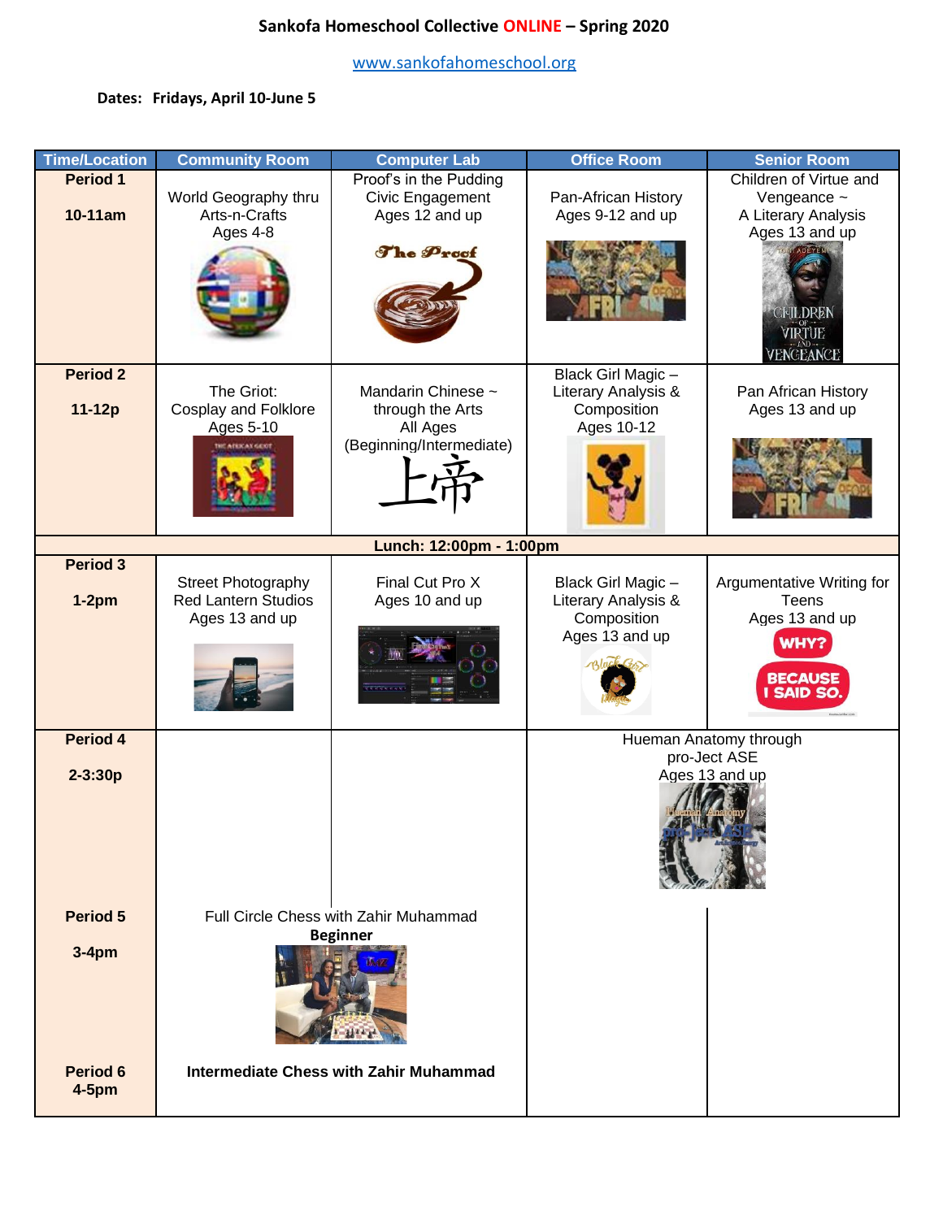# Sankofa Homeschool Collective ONLINE – Spring 2020

www.sankofahomeschool.org

**Dates: Fridays, April 10-June 5**

| Time/Location | Community Room | Computer Lab | Office Room | Senior Room |
|---|---|---|---|---|
| **Period 1** **10-11am** | World Geography thru Arts-n-Crafts Ages 4-8 | Proof's in the Pudding Civic Engagement Ages 12 and up | Pan-African History Ages 9-12 and up | Children of Virtue and Vengeance ~ A Literary Analysis Ages 13 and up |
| **Period 2** **11-12p** | The Griot: Cosplay and Folklore Ages 5-10 | Mandarin Chinese ~ through the Arts All Ages (Beginning/Intermediate) | Black Girl Magic – Literary Analysis & Composition Ages 10-12 | Pan African History Ages 13 and up |
| **Lunch: 12:00pm - 1:00pm** | | | | |
| **Period 3** **1-2pm** | Street Photography Red Lantern Studios Ages 13 and up | Final Cut Pro X Ages 10 and up | Black Girl Magic – Literary Analysis & Composition Ages 13 and up | Argumentative Writing for Teens Ages 13 and up |
| **Period 4** **2-3:30p** | | | Hueman Anatomy through pro-Ject ASE Ages 13 and up | |
| **Period 5** **3-4pm** | Full Circle Chess with Zahir Muhammad **Beginner** | | | |
| **Period 6** **4-5pm** | **Intermediate Chess with Zahir Muhammad** | | | |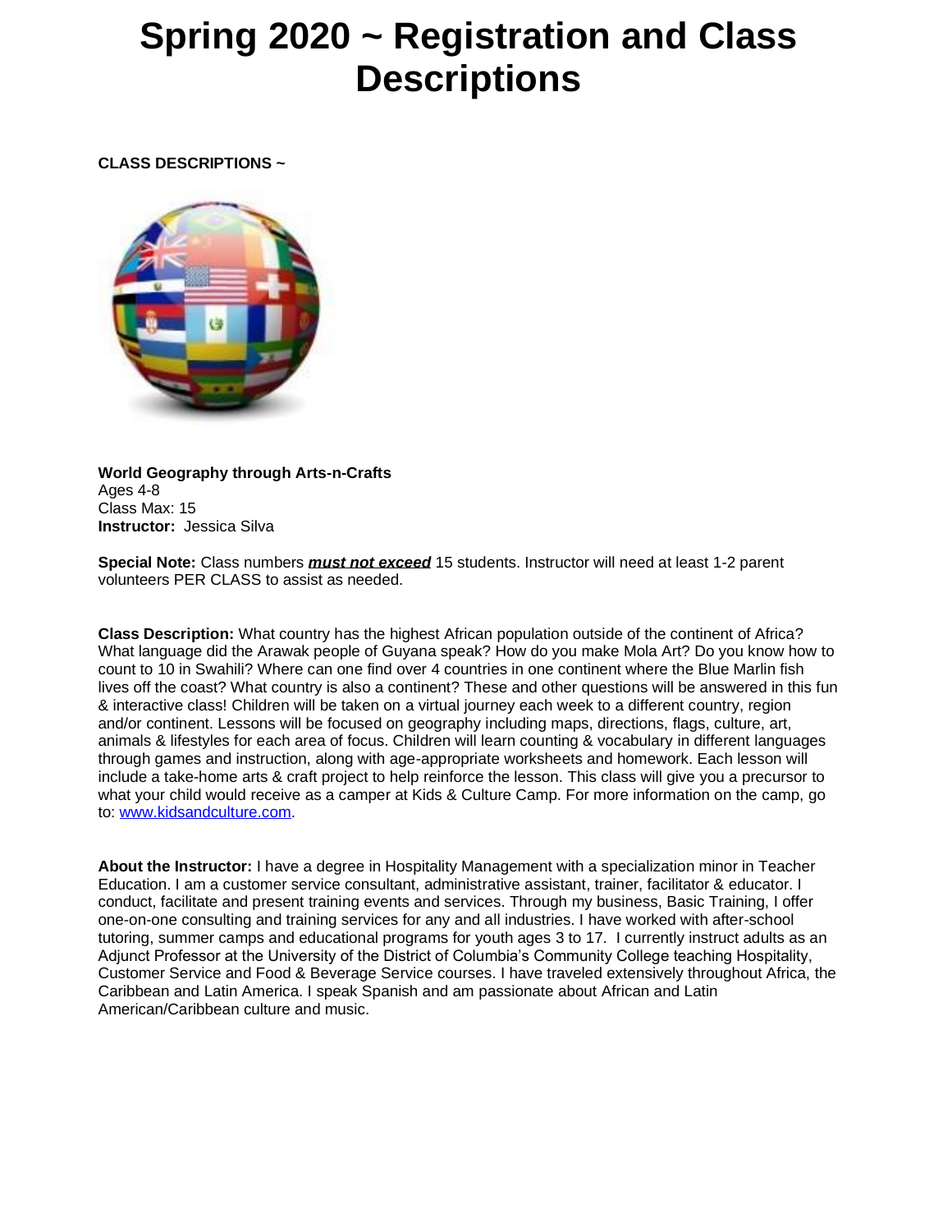# Spring 2020 ~ Registration and Class Descriptions

**CLASS DESCRIPTIONS ~**

**World Geography through Arts-n-Crafts**
Ages 4-8
Class Max: 15
**Instructor:** Jessica Silva

**Special Note:** Class numbers ***must not exceed*** 15 students. Instructor will need at least 1-2 parent volunteers PER CLASS to assist as needed.

**Class Description:** What country has the highest African population outside of the continent of Africa? What language did the Arawak people of Guyana speak? How do you make Mola Art? Do you know how to count to 10 in Swahili? Where can one find over 4 countries in one continent where the Blue Marlin fish lives off the coast? What country is also a continent? These and other questions will be answered in this fun & interactive class! Children will be taken on a virtual journey each week to a different country, region and/or continent. Lessons will be focused on geography including maps, directions, flags, culture, art, animals & lifestyles for each area of focus. Children will learn counting & vocabulary in different languages through games and instruction, along with age-appropriate worksheets and homework. Each lesson will include a take-home arts & craft project to help reinforce the lesson. This class will give you a precursor to what your child would receive as a camper at Kids & Culture Camp. For more information on the camp, go to: [www.kidsandculture.com](http://www.kidsandculture.com).

**About the Instructor:** I have a degree in Hospitality Management with a specialization minor in Teacher Education. I am a customer service consultant, administrative assistant, trainer, facilitator & educator. I conduct, facilitate and present training events and services. Through my business, Basic Training, I offer one-on-one consulting and training services for any and all industries. I have worked with after-school tutoring, summer camps and educational programs for youth ages 3 to 17. I currently instruct adults as an Adjunct Professor at the University of the District of Columbia's Community College teaching Hospitality, Customer Service and Food & Beverage Service courses. I have traveled extensively throughout Africa, the Caribbean and Latin America. I speak Spanish and am passionate about African and Latin American/Caribbean culture and music.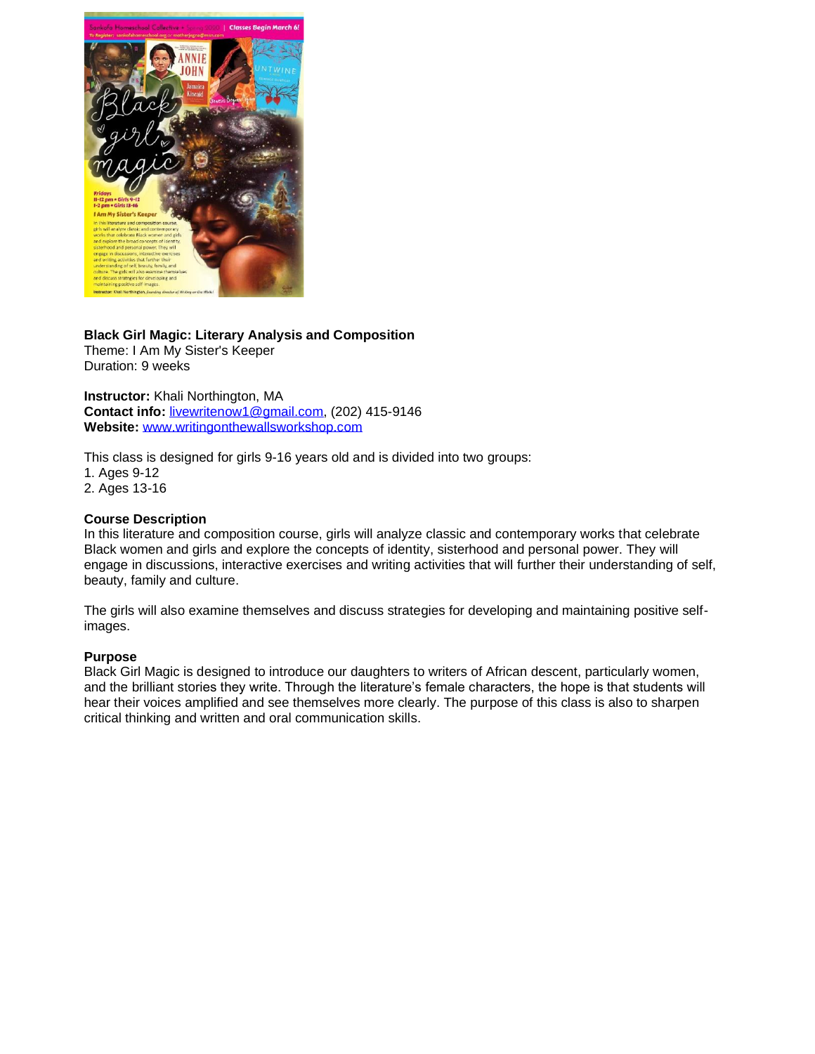**Black Girl Magic: Literary Analysis and Composition**
Theme: I Am My Sister's Keeper
Duration: 9 weeks

**Instructor:** Khali Northington, MA
**Contact info:** livewritenow1@gmail.com, (202) 415-9146
**Website:** www.writingonthewallsworkshop.com

This class is designed for girls 9-16 years old and is divided into two groups:

1. Ages 9-12
2. Ages 13-16

**Course Description**
In this literature and composition course, girls will analyze classic and contemporary works that celebrate Black women and girls and explore the concepts of identity, sisterhood and personal power. They will engage in discussions, interactive exercises and writing activities that will further their understanding of self, beauty, family and culture.

The girls will also examine themselves and discuss strategies for developing and maintaining positive self-images.

**Purpose**
Black Girl Magic is designed to introduce our daughters to writers of African descent, particularly women, and the brilliant stories they write. Through the literature's female characters, the hope is that students will hear their voices amplified and see themselves more clearly. The purpose of this class is also to sharpen critical thinking and written and oral communication skills.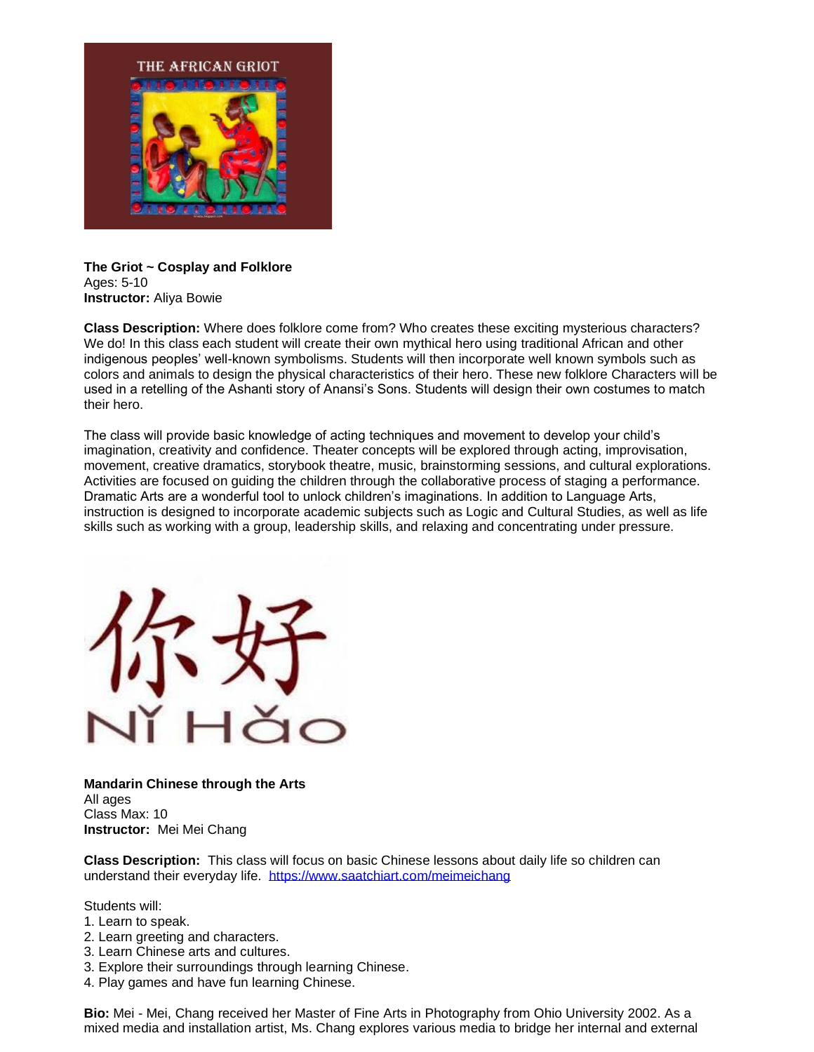**The Griot ~ Cosplay and Folklore**
Ages: 5-10
**Instructor:** Aliya Bowie

**Class Description:** Where does folklore come from? Who creates these exciting mysterious characters? We do! In this class each student will create their own mythical hero using traditional African and other indigenous peoples' well-known symbolisms. Students will then incorporate well known symbols such as colors and animals to design the physical characteristics of their hero. These new folklore Characters will be used in a retelling of the Ashanti story of Anansi's Sons. Students will design their own costumes to match their hero.

The class will provide basic knowledge of acting techniques and movement to develop your child's imagination, creativity and confidence. Theater concepts will be explored through acting, improvisation, movement, creative dramatics, storybook theatre, music, brainstorming sessions, and cultural explorations. Activities are focused on guiding the children through the collaborative process of staging a performance. Dramatic Arts are a wonderful tool to unlock children's imaginations. In addition to Language Arts, instruction is designed to incorporate academic subjects such as Logic and Cultural Studies, as well as life skills such as working with a group, leadership skills, and relaxing and concentrating under pressure.

**Mandarin Chinese through the Arts**
All ages
Class Max: 10
**Instructor:** Mei Mei Chang

**Class Description:** This class will focus on basic Chinese lessons about daily life so children can understand their everyday life. https://www.saatchiart.com/meimeichang

Students will:
1. Learn to speak.
2. Learn greeting and characters.
3. Learn Chinese arts and cultures.
3. Explore their surroundings through learning Chinese.
4. Play games and have fun learning Chinese.

**Bio:** Mei - Mei, Chang received her Master of Fine Arts in Photography from Ohio University 2002. As a mixed media and installation artist, Ms. Chang explores various media to bridge her internal and external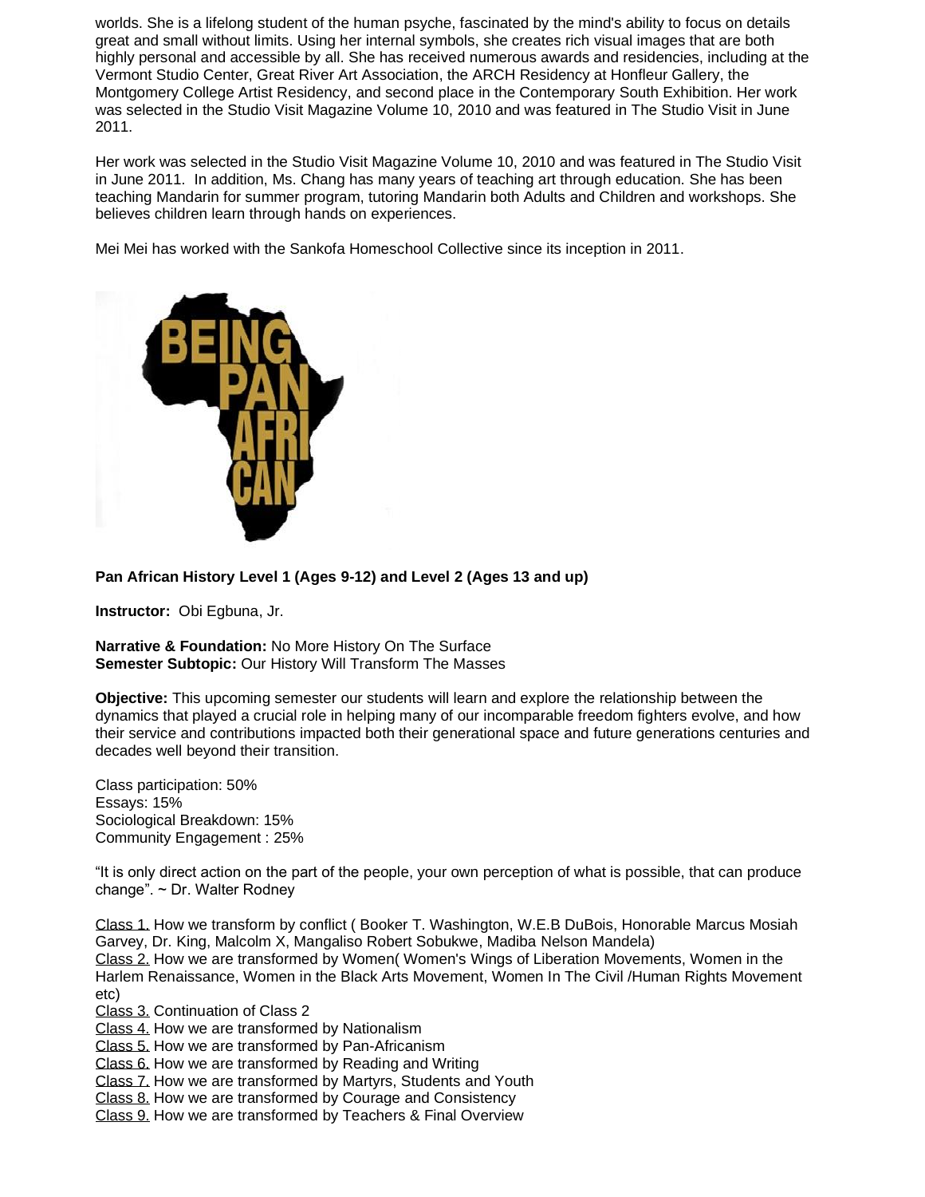worlds. She is a lifelong student of the human psyche, fascinated by the mind's ability to focus on details great and small without limits. Using her internal symbols, she creates rich visual images that are both highly personal and accessible by all. She has received numerous awards and residencies, including at the Vermont Studio Center, Great River Art Association, the ARCH Residency at Honfleur Gallery, the Montgomery College Artist Residency, and second place in the Contemporary South Exhibition. Her work was selected in the Studio Visit Magazine Volume 10, 2010 and was featured in The Studio Visit in June 2011.

Her work was selected in the Studio Visit Magazine Volume 10, 2010 and was featured in The Studio Visit in June 2011. In addition, Ms. Chang has many years of teaching art through education. She has been teaching Mandarin for summer program, tutoring Mandarin both Adults and Children and workshops. She believes children learn through hands on experiences.

Mei Mei has worked with the Sankofa Homeschool Collective since its inception in 2011.

BEING PAN AFRICAN

**Pan African History Level 1 (Ages 9-12) and Level 2 (Ages 13 and up)**

**Instructor:** Obi Egbuna, Jr.

**Narrative & Foundation:** No More History On The Surface
**Semester Subtopic:** Our History Will Transform The Masses

**Objective:** This upcoming semester our students will learn and explore the relationship between the dynamics that played a crucial role in helping many of our incomparable freedom fighters evolve, and how their service and contributions impacted both their generational space and future generations centuries and decades well beyond their transition.

Class participation: 50%
Essays: 15%
Sociological Breakdown: 15%
Community Engagement : 25%

"It is only direct action on the part of the people, your own perception of what is possible, that can produce change". ~ Dr. Walter Rodney

Class 1. How we transform by conflict ( Booker T. Washington, W.E.B DuBois, Honorable Marcus Mosiah Garvey, Dr. King, Malcolm X, Mangaliso Robert Sobukwe, Madiba Nelson Mandela)
Class 2. How we are transformed by Women( Women's Wings of Liberation Movements, Women in the Harlem Renaissance, Women in the Black Arts Movement, Women In The Civil /Human Rights Movement etc)
Class 3. Continuation of Class 2
Class 4. How we are transformed by Nationalism
Class 5. How we are transformed by Pan-Africanism
Class 6. How we are transformed by Reading and Writing
Class 7. How we are transformed by Martyrs, Students and Youth
Class 8. How we are transformed by Courage and Consistency
Class 9. How we are transformed by Teachers & Final Overview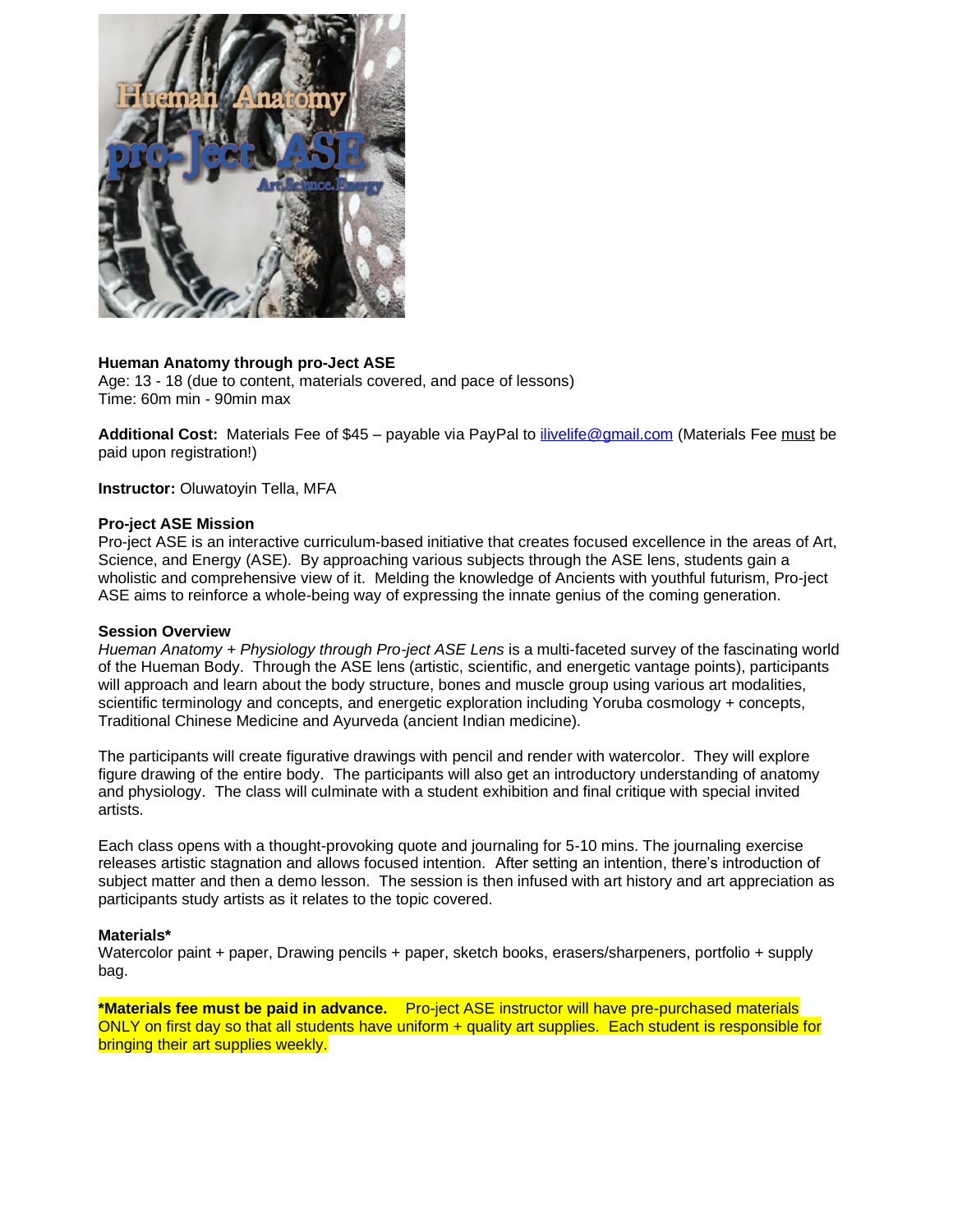**Hueman Anatomy through pro-Ject ASE**
Age: 13 - 18 (due to content, materials covered, and pace of lessons)
Time: 60m min - 90min max

**Additional Cost:** Materials Fee of $45 – payable via PayPal to ilivelife@gmail.com (Materials Fee must be paid upon registration!)

**Instructor:** Oluwatoyin Tella, MFA

**Pro-ject ASE Mission**
Pro-ject ASE is an interactive curriculum-based initiative that creates focused excellence in the areas of Art, Science, and Energy (ASE). By approaching various subjects through the ASE lens, students gain a wholistic and comprehensive view of it. Melding the knowledge of Ancients with youthful futurism, Pro-ject ASE aims to reinforce a whole-being way of expressing the innate genius of the coming generation.

**Session Overview**
*Hueman Anatomy + Physiology through Pro-ject ASE Lens* is a multi-faceted survey of the fascinating world of the Hueman Body. Through the ASE lens (artistic, scientific, and energetic vantage points), participants will approach and learn about the body structure, bones and muscle group using various art modalities, scientific terminology and concepts, and energetic exploration including Yoruba cosmology + concepts, Traditional Chinese Medicine and Ayurveda (ancient Indian medicine).

The participants will create figurative drawings with pencil and render with watercolor. They will explore figure drawing of the entire body. The participants will also get an introductory understanding of anatomy and physiology. The class will culminate with a student exhibition and final critique with special invited artists.

Each class opens with a thought-provoking quote and journaling for 5-10 mins. The journaling exercise releases artistic stagnation and allows focused intention. After setting an intention, there's introduction of subject matter and then a demo lesson. The session is then infused with art history and art appreciation as participants study artists as it relates to the topic covered.

**Materials***
Watercolor paint + paper, Drawing pencils + paper, sketch books, erasers/sharpeners, portfolio + supply bag.

***Materials fee must be paid in advance.** Pro-ject ASE instructor will have pre-purchased materials ONLY on first day so that all students have uniform + quality art supplies. Each student is responsible for bringing their art supplies weekly.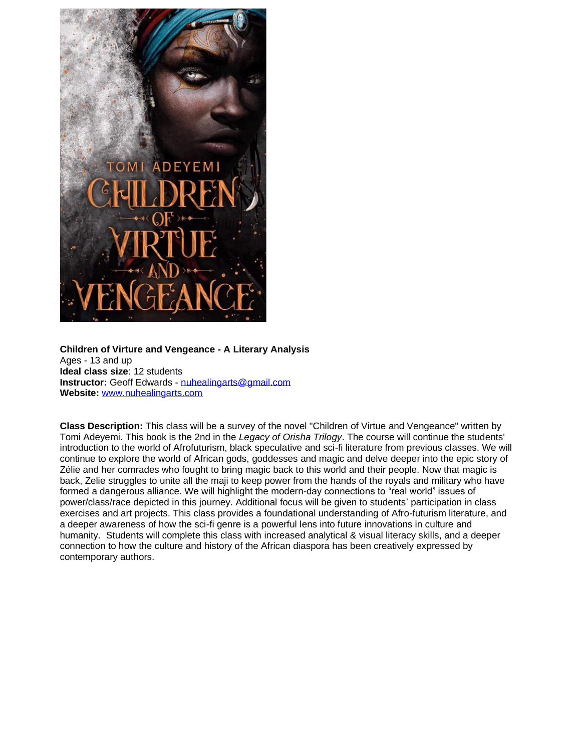**Children of Virture and Vengeance - A Literary Analysis**
Ages - 13 and up
**Ideal class size**: 12 students
**Instructor:** Geoff Edwards - nuhealingarts@gmail.com
**Website:** www.nuhealingarts.com

**Class Description:** This class will be a survey of the novel "Children of Virtue and Vengeance" written by Tomi Adeyemi. This book is the 2nd in the *Legacy of Orisha Trilogy*. The course will continue the students' introduction to the world of Afrofuturism, black speculative and sci-fi literature from previous classes. We will continue to explore the world of African gods, goddesses and magic and delve deeper into the epic story of Zélie and her comrades who fought to bring magic back to this world and their people. Now that magic is back, Zelie struggles to unite all the maji to keep power from the hands of the royals and military who have formed a dangerous alliance. We will highlight the modern-day connections to "real world" issues of power/class/race depicted in this journey. Additional focus will be given to students' participation in class exercises and art projects. This class provides a foundational understanding of Afro-futurism literature, and a deeper awareness of how the sci-fi genre is a powerful lens into future innovations in culture and humanity. Students will complete this class with increased analytical & visual literacy skills, and a deeper connection to how the culture and history of the African diaspora has been creatively expressed by contemporary authors.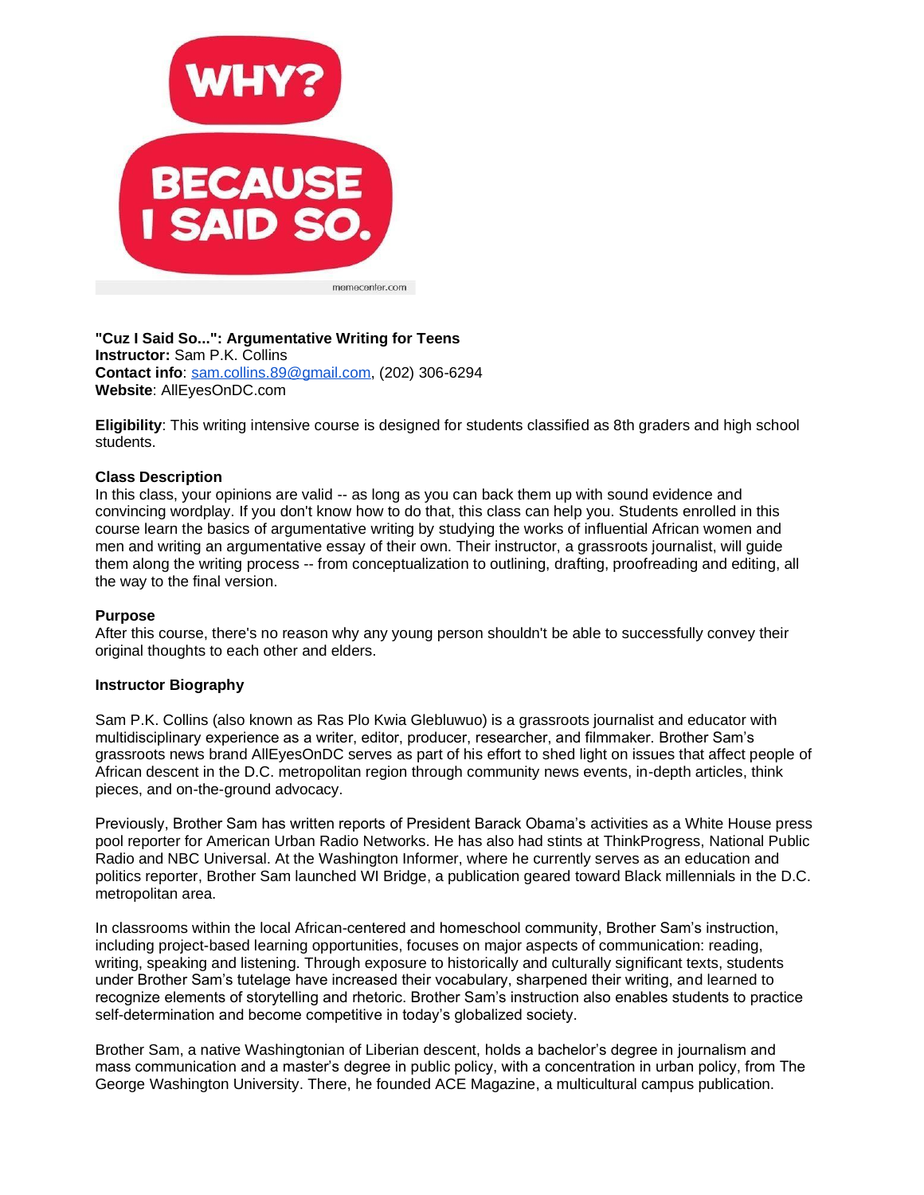**"Cuz I Said So...": Argumentative Writing for Teens**
**Instructor:** Sam P.K. Collins
**Contact info**: sam.collins.89@gmail.com, (202) 306-6294
**Website**: AllEyesOnDC.com

**Eligibility**: This writing intensive course is designed for students classified as 8th graders and high school students.

**Class Description**

In this class, your opinions are valid -- as long as you can back them up with sound evidence and convincing wordplay. If you don't know how to do that, this class can help you. Students enrolled in this course learn the basics of argumentative writing by studying the works of influential African women and men and writing an argumentative essay of their own. Their instructor, a grassroots journalist, will guide them along the writing process -- from conceptualization to outlining, drafting, proofreading and editing, all the way to the final version.

**Purpose**

After this course, there's no reason why any young person shouldn't be able to successfully convey their original thoughts to each other and elders.

**Instructor Biography**

Sam P.K. Collins (also known as Ras Plo Kwia Glebluwuo) is a grassroots journalist and educator with multidisciplinary experience as a writer, editor, producer, researcher, and filmmaker. Brother Sam's grassroots news brand AllEyesOnDC serves as part of his effort to shed light on issues that affect people of African descent in the D.C. metropolitan region through community news events, in-depth articles, think pieces, and on-the-ground advocacy.

Previously, Brother Sam has written reports of President Barack Obama's activities as a White House press pool reporter for American Urban Radio Networks. He has also had stints at ThinkProgress, National Public Radio and NBC Universal. At the Washington Informer, where he currently serves as an education and politics reporter, Brother Sam launched WI Bridge, a publication geared toward Black millennials in the D.C. metropolitan area.

In classrooms within the local African-centered and homeschool community, Brother Sam's instruction, including project-based learning opportunities, focuses on major aspects of communication: reading, writing, speaking and listening. Through exposure to historically and culturally significant texts, students under Brother Sam's tutelage have increased their vocabulary, sharpened their writing, and learned to recognize elements of storytelling and rhetoric. Brother Sam's instruction also enables students to practice self-determination and become competitive in today's globalized society.

Brother Sam, a native Washingtonian of Liberian descent, holds a bachelor's degree in journalism and mass communication and a master's degree in public policy, with a concentration in urban policy, from The George Washington University. There, he founded ACE Magazine, a multicultural campus publication.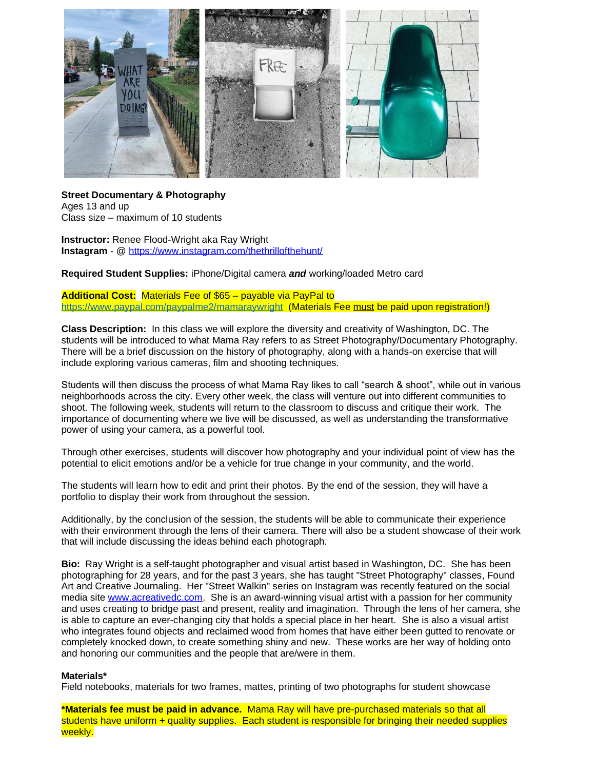**Street Documentary & Photography**
Ages 13 and up
Class size – maximum of 10 students

**Instructor:** Renee Flood-Wright aka Ray Wright
**Instagram** - @ https://www.instagram.com/thethrillofthehunt/

**Required Student Supplies:** iPhone/Digital camera ***and*** working/loaded Metro card

**Additional Cost:** Materials Fee of $65 – payable via PayPal to https://www.paypal.com/paypalme2/mamaraywright (Materials Fee must be paid upon registration!)

**Class Description:** In this class we will explore the diversity and creativity of Washington, DC. The students will be introduced to what Mama Ray refers to as Street Photography/Documentary Photography. There will be a brief discussion on the history of photography, along with a hands-on exercise that will include exploring various cameras, film and shooting techniques.

Students will then discuss the process of what Mama Ray likes to call "search & shoot", while out in various neighborhoods across the city. Every other week, the class will venture out into different communities to shoot. The following week, students will return to the classroom to discuss and critique their work. The importance of documenting where we live will be discussed, as well as understanding the transformative power of using your camera, as a powerful tool.

Through other exercises, students will discover how photography and your individual point of view has the potential to elicit emotions and/or be a vehicle for true change in your community, and the world.

The students will learn how to edit and print their photos. By the end of the session, they will have a portfolio to display their work from throughout the session.

Additionally, by the conclusion of the session, the students will be able to communicate their experience with their environment through the lens of their camera. There will also be a student showcase of their work that will include discussing the ideas behind each photograph.

**Bio:** Ray Wright is a self-taught photographer and visual artist based in Washington, DC. She has been photographing for 28 years, and for the past 3 years, she has taught "Street Photography" classes, Found Art and Creative Journaling. Her "Street Walkin" series on Instagram was recently featured on the social media site www.acreativedc.com. She is an award-winning visual artist with a passion for her community and uses creating to bridge past and present, reality and imagination. Through the lens of her camera, she is able to capture an ever-changing city that holds a special place in her heart. She is also a visual artist who integrates found objects and reclaimed wood from homes that have either been gutted to renovate or completely knocked down, to create something shiny and new. These works are her way of holding onto and honoring our communities and the people that are/were in them.

**Materials***
Field notebooks, materials for two frames, mattes, printing of two photographs for student showcase

***Materials fee must be paid in advance.** Mama Ray will have pre-purchased materials so that all students have uniform + quality supplies. Each student is responsible for bringing their needed supplies weekly.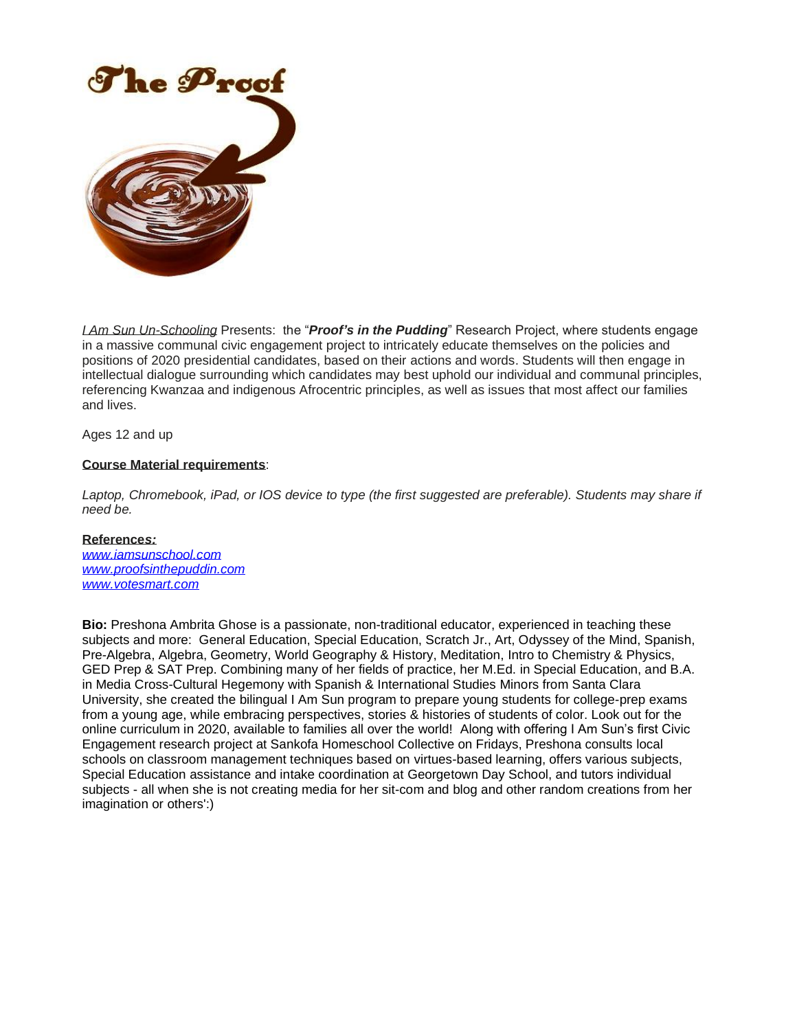*I Am Sun Un-Schooling* Presents: the "***Proof's in the Pudding***" Research Project, where students engage in a massive communal civic engagement project to intricately educate themselves on the policies and positions of 2020 presidential candidates, based on their actions and words. Students will then engage in intellectual dialogue surrounding which candidates may best uphold our individual and communal principles, referencing Kwanzaa and indigenous Afrocentric principles, as well as issues that most affect our families and lives.

Ages 12 and up

**Course Material requirements**:

*Laptop, Chromebook, iPad, or IOS device to type (the first suggested are preferable). Students may share if need be.*

**References:**
*www.iamsunschool.com*
*www.proofsinthepuddin.com*
*www.votesmart.com*

**Bio:** Preshona Ambrita Ghose is a passionate, non-traditional educator, experienced in teaching these subjects and more: General Education, Special Education, Scratch Jr., Art, Odyssey of the Mind, Spanish, Pre-Algebra, Algebra, Geometry, World Geography & History, Meditation, Intro to Chemistry & Physics, GED Prep & SAT Prep. Combining many of her fields of practice, her M.Ed. in Special Education, and B.A. in Media Cross-Cultural Hegemony with Spanish & International Studies Minors from Santa Clara University, she created the bilingual I Am Sun program to prepare young students for college-prep exams from a young age, while embracing perspectives, stories & histories of students of color. Look out for the online curriculum in 2020, available to families all over the world! Along with offering I Am Sun's first Civic Engagement research project at Sankofa Homeschool Collective on Fridays, Preshona consults local schools on classroom management techniques based on virtues-based learning, offers various subjects, Special Education assistance and intake coordination at Georgetown Day School, and tutors individual subjects - all when she is not creating media for her sit-com and blog and other random creations from her imagination or others':)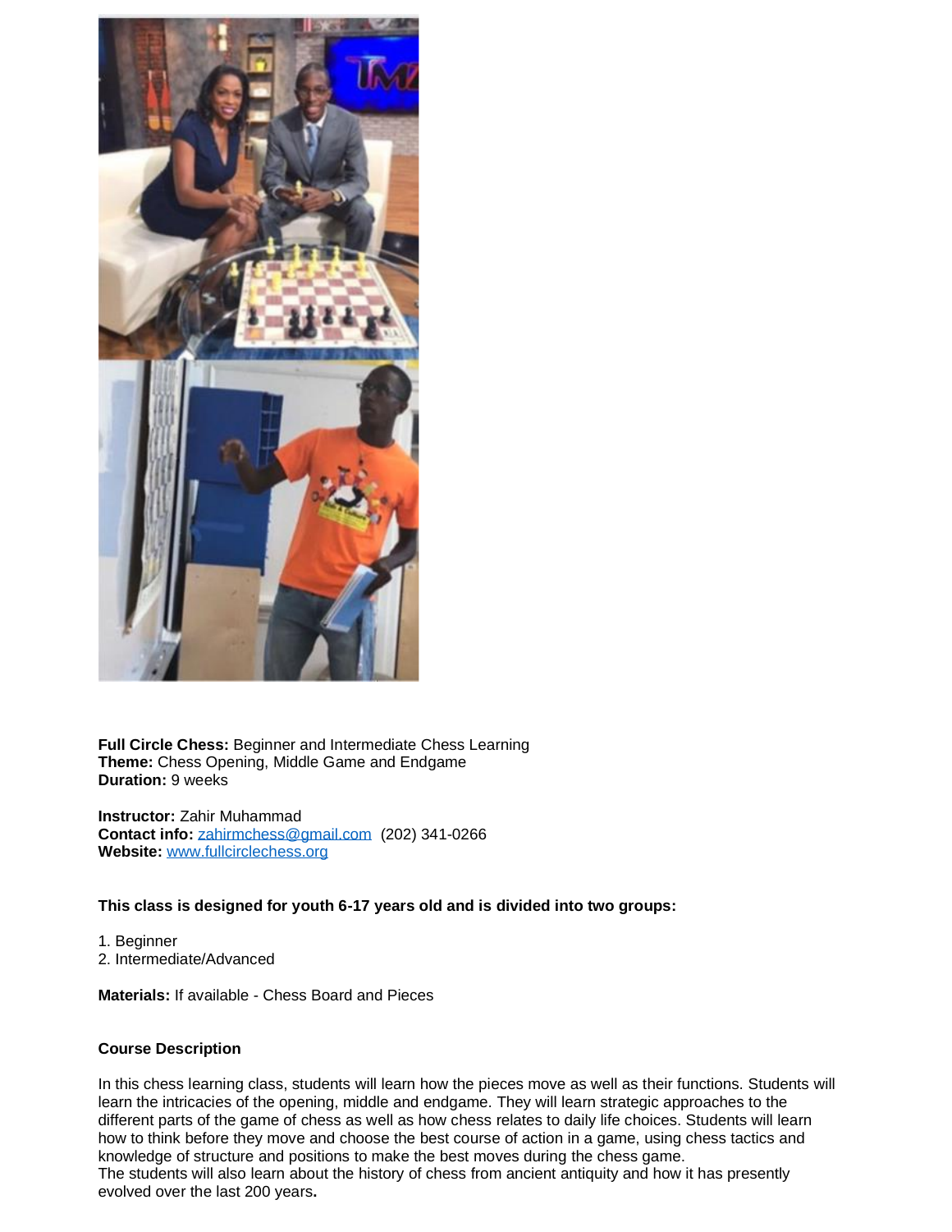**Full Circle Chess:** Beginner and Intermediate Chess Learning
**Theme:** Chess Opening, Middle Game and Endgame
**Duration:** 9 weeks

**Instructor:** Zahir Muhammad
**Contact info:** zahirmchess@gmail.com (202) 341-0266
**Website:** www.fullcirclechess.org

**This class is designed for youth 6-17 years old and is divided into two groups:**

1. Beginner
2. Intermediate/Advanced

**Materials:** If available - Chess Board and Pieces

**Course Description**

In this chess learning class, students will learn how the pieces move as well as their functions. Students will learn the intricacies of the opening, middle and endgame. They will learn strategic approaches to the different parts of the game of chess as well as how chess relates to daily life choices. Students will learn how to think before they move and choose the best course of action in a game, using chess tactics and knowledge of structure and positions to make the best moves during the chess game.
The students will also learn about the history of chess from ancient antiquity and how it has presently evolved over the last 200 years.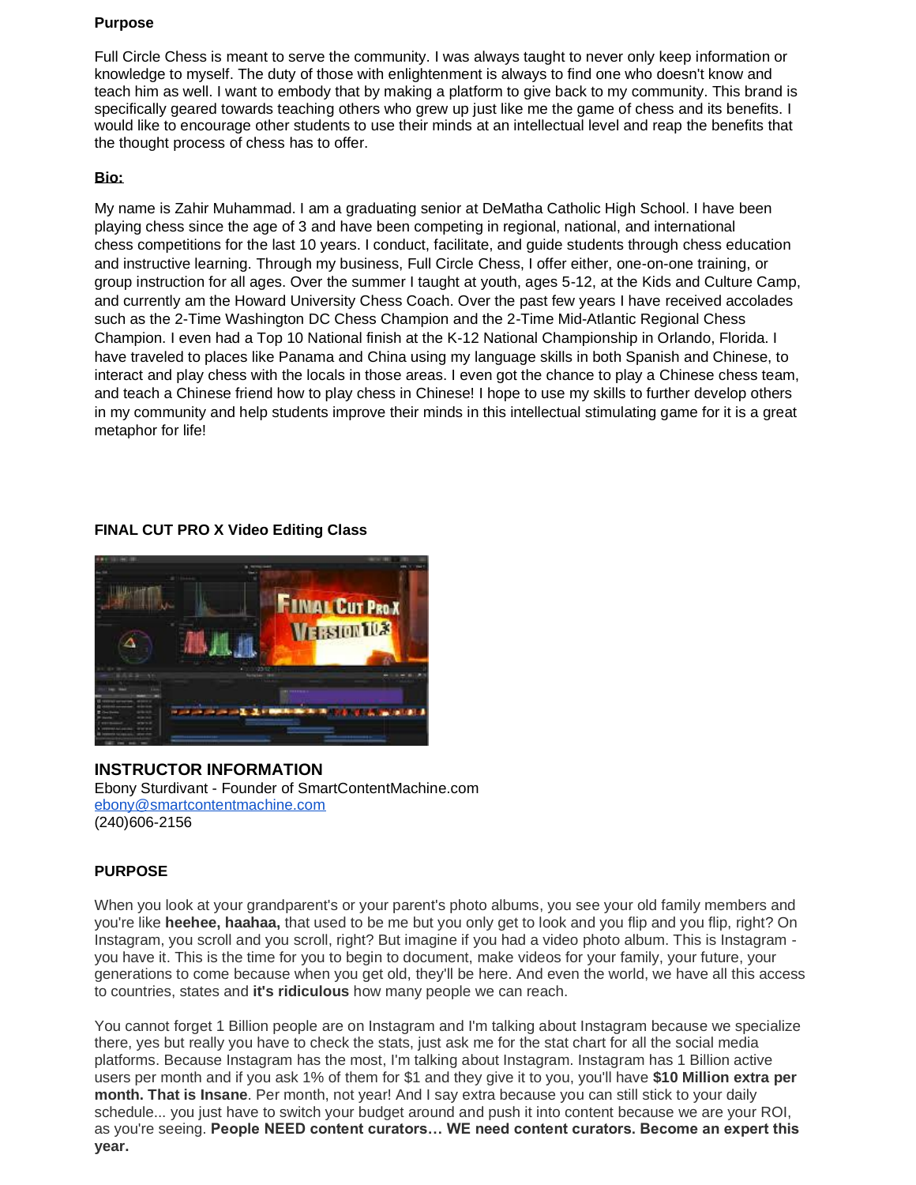**Purpose**

Full Circle Chess is meant to serve the community. I was always taught to never only keep information or knowledge to myself. The duty of those with enlightenment is always to find one who doesn't know and teach him as well. I want to embody that by making a platform to give back to my community. This brand is specifically geared towards teaching others who grew up just like me the game of chess and its benefits. I would like to encourage other students to use their minds at an intellectual level and reap the benefits that the thought process of chess has to offer.

**Bio:**

My name is Zahir Muhammad. I am a graduating senior at DeMatha Catholic High School. I have been playing chess since the age of 3 and have been competing in regional, national, and international chess competitions for the last 10 years. I conduct, facilitate, and guide students through chess education and instructive learning. Through my business, Full Circle Chess, I offer either, one-on-one training, or group instruction for all ages. Over the summer I taught at youth, ages 5-12, at the Kids and Culture Camp, and currently am the Howard University Chess Coach. Over the past few years I have received accolades such as the 2-Time Washington DC Chess Champion and the 2-Time Mid-Atlantic Regional Chess Champion. I even had a Top 10 National finish at the K-12 National Championship in Orlando, Florida. I have traveled to places like Panama and China using my language skills in both Spanish and Chinese, to interact and play chess with the locals in those areas. I even got the chance to play a Chinese chess team, and teach a Chinese friend how to play chess in Chinese! I hope to use my skills to further develop others in my community and help students improve their minds in this intellectual stimulating game for it is a great metaphor for life!

**FINAL CUT PRO X Video Editing Class**

**INSTRUCTOR INFORMATION**
Ebony Sturdivant - Founder of SmartContentMachine.com
ebony@smartcontentmachine.com
(240)606-2156

**PURPOSE**

When you look at your grandparent's or your parent's photo albums, you see your old family members and you're like **heehee, haahaa,** that used to be me but you only get to look and you flip and you flip, right? On Instagram, you scroll and you scroll, right? But imagine if you had a video photo album. This is Instagram - you have it. This is the time for you to begin to document, make videos for your family, your future, your generations to come because when you get old, they'll be here. And even the world, we have all this access to countries, states and **it's ridiculous** how many people we can reach.

You cannot forget 1 Billion people are on Instagram and I'm talking about Instagram because we specialize there, yes but really you have to check the stats, just ask me for the stat chart for all the social media platforms. Because Instagram has the most, I'm talking about Instagram. Instagram has 1 Billion active users per month and if you ask 1% of them for $1 and they give it to you, you'll have **$10 Million extra per month. That is Insane**. Per month, not year! And I say extra because you can still stick to your daily schedule... you just have to switch your budget around and push it into content because we are your ROI, as you're seeing. **People NEED content curators… WE need content curators. Become an expert this year.**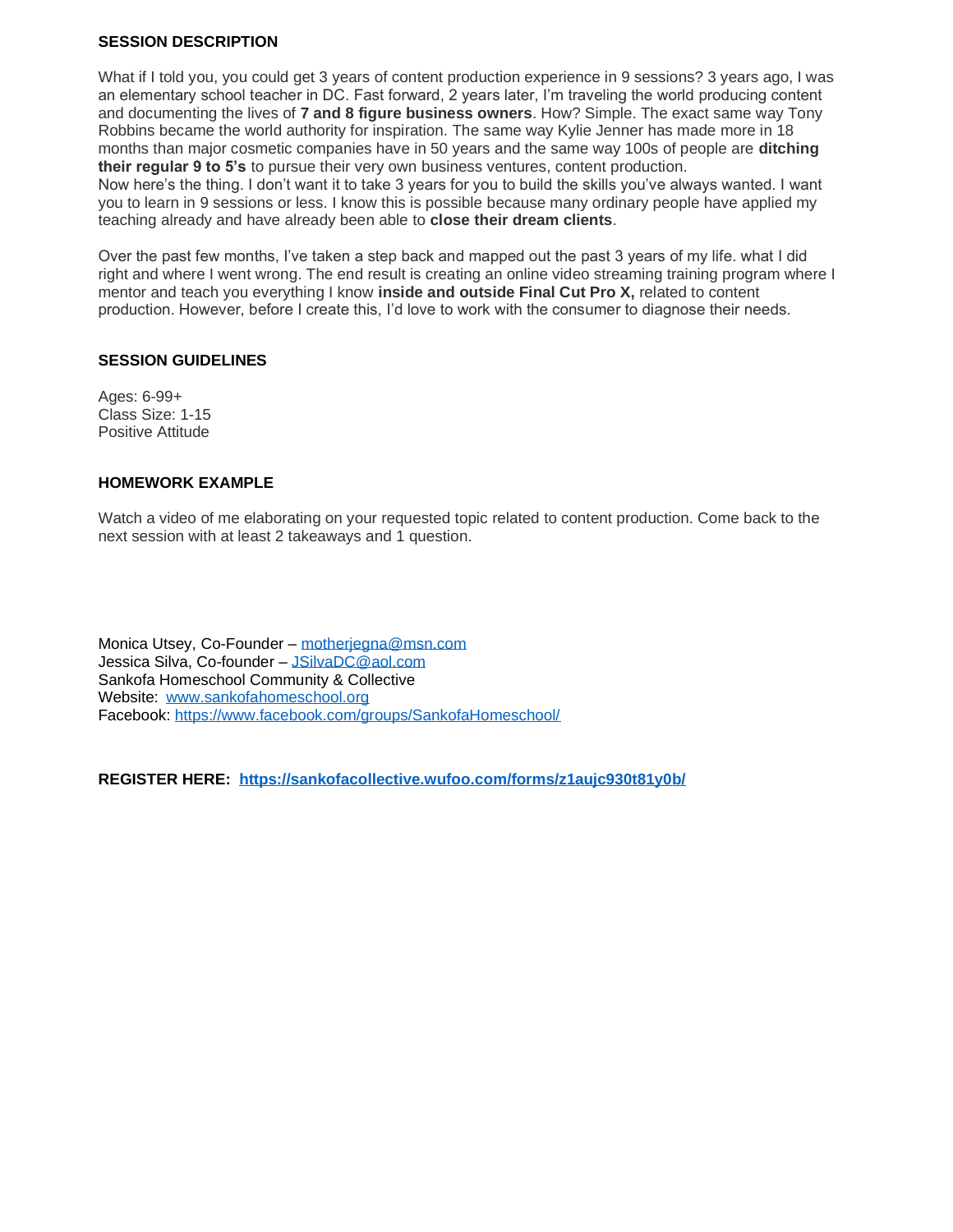**SESSION DESCRIPTION**

What if I told you, you could get 3 years of content production experience in 9 sessions? 3 years ago, I was an elementary school teacher in DC. Fast forward, 2 years later, I'm traveling the world producing content and documenting the lives of **7 and 8 figure business owners**. How? Simple. The exact same way Tony Robbins became the world authority for inspiration. The same way Kylie Jenner has made more in 18 months than major cosmetic companies have in 50 years and the same way 100s of people are **ditching their regular 9 to 5's** to pursue their very own business ventures, content production.
Now here's the thing. I don't want it to take 3 years for you to build the skills you've always wanted. I want you to learn in 9 sessions or less. I know this is possible because many ordinary people have applied my teaching already and have already been able to **close their dream clients**.

Over the past few months, I've taken a step back and mapped out the past 3 years of my life. what I did right and where I went wrong. The end result is creating an online video streaming training program where I mentor and teach you everything I know **inside and outside Final Cut Pro X,** related to content production. However, before I create this, I'd love to work with the consumer to diagnose their needs.

**SESSION GUIDELINES**

Ages: 6-99+
Class Size: 1-15
Positive Attitude

**HOMEWORK EXAMPLE**

Watch a video of me elaborating on your requested topic related to content production. Come back to the next session with at least 2 takeaways and 1 question.

Monica Utsey, Co-Founder – motherjegna@msn.com
Jessica Silva, Co-founder – JSilvaDC@aol.com
Sankofa Homeschool Community & Collective
Website: www.sankofahomeschool.org
Facebook: https://www.facebook.com/groups/SankofaHomeschool/

**REGISTER HERE: https://sankofacollective.wufoo.com/forms/z1aujc930t81y0b/**